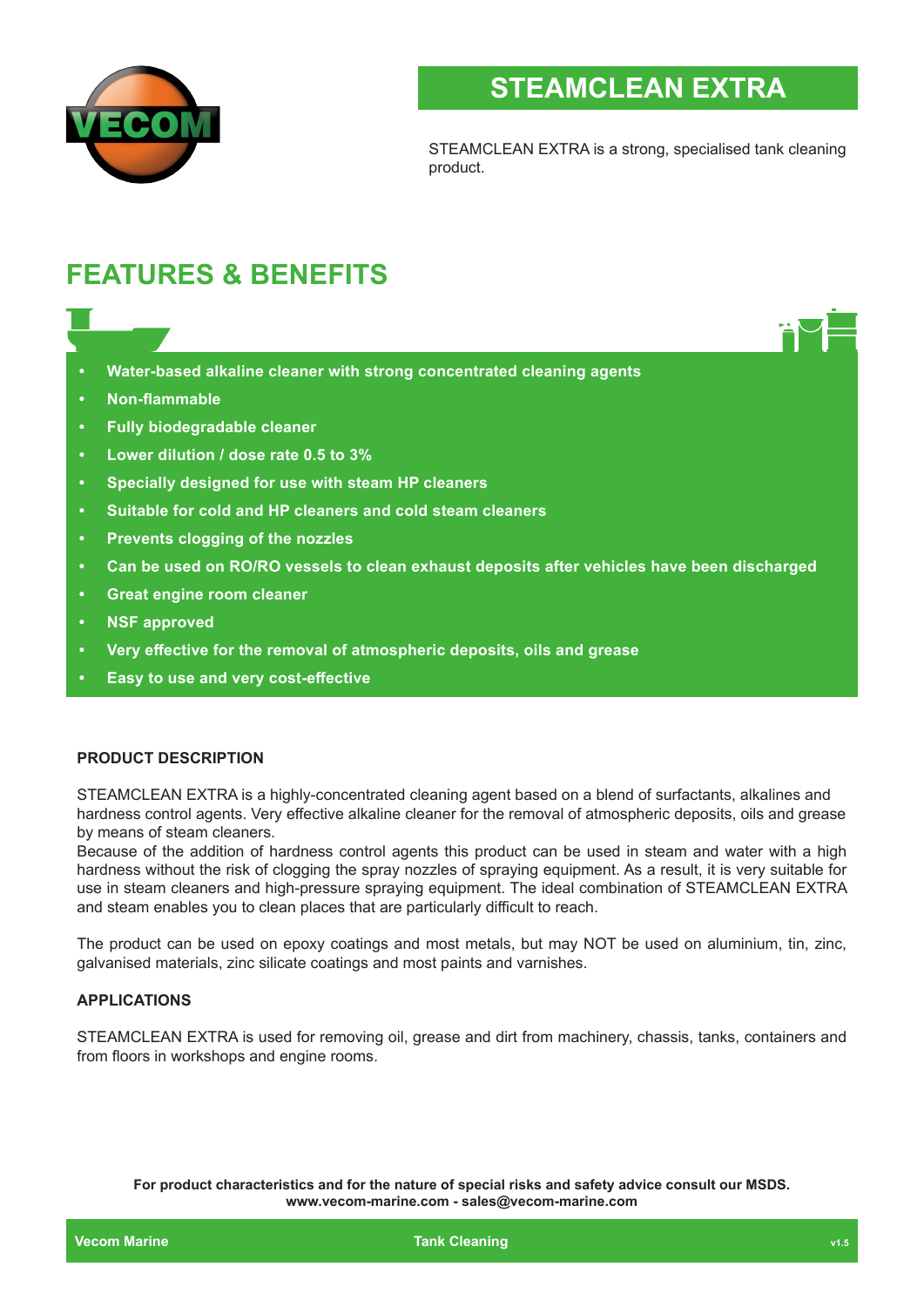# STEAMCLEAN EXTRA

STEAMCLEAN EXTRA is a strong, specialised tank cleaning product.

## FEATURES & BENEFITS

- **Water-based alkaline cleaner with strong concentrated cleaning agents**
- **Non-flammable**
- **Fully biodegradable cleaner**
- **Lower dilution / dose rate 0.5 to 3%**
- **Specially designed for use with steam HP cleaners**
- **Suitable for cold and HP cleaners and cold steam cleaners**
- **Prevents clogging of the nozzles**
- **Can be used on RO/RO vessels to clean exhaust deposits after vehicles have been discharged**
- **Great engine room cleaner**
- **NSF approved**
- **Very effective for the removal of atmospheric deposits, oils and grease**
- **Easy to use and very cost-effective**

### PRODUCT DESCRIPTION

STEAMCLEAN EXTRA is a highly-concentrated cleaning agent based on a blend of surfactants, alkalines and hardness control agents. Very effective alkaline cleaner for the removal of atmospheric deposits, oils and grease by means of steam cleaners.
Because of the addition of hardness control agents this product can be used in steam and water with a high hardness without the risk of clogging the spray nozzles of spraying equipment. As a result, it is very suitable for use in steam cleaners and high-pressure spraying equipment. The ideal combination of STEAMCLEAN EXTRA and steam enables you to clean places that are particularly difficult to reach.

The product can be used on epoxy coatings and most metals, but may NOT be used on aluminium, tin, zinc, galvanised materials, zinc silicate coatings and most paints and varnishes.

### APPLICATIONS

STEAMCLEAN EXTRA is used for removing oil, grease and dirt from machinery, chassis, tanks, containers and from floors in workshops and engine rooms.

**For product characteristics and for the nature of special risks and safety advice consult our MSDS.**
**www.vecom-marine.com - sales@vecom-marine.com**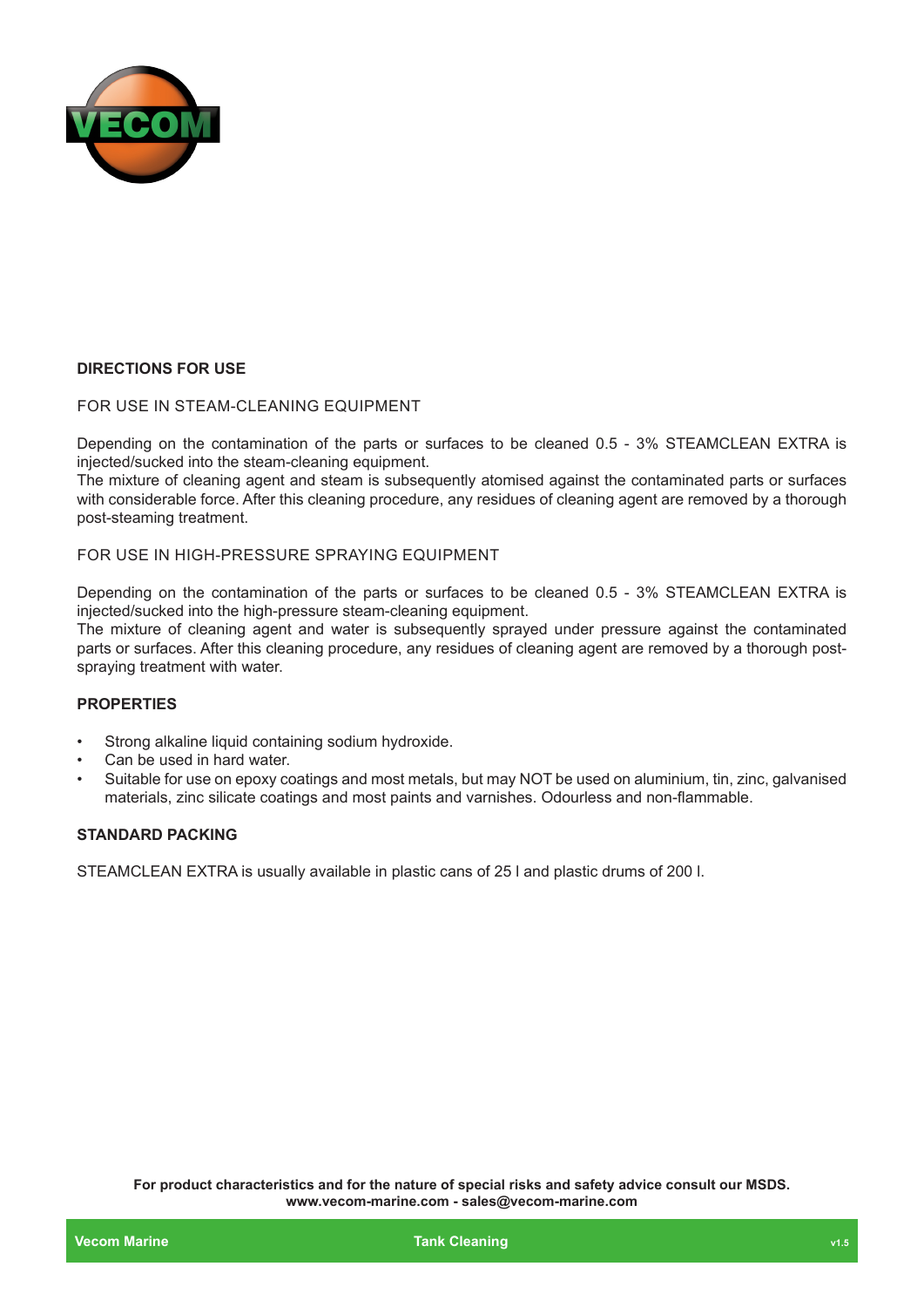## DIRECTIONS FOR USE

FOR USE IN STEAM-CLEANING EQUIPMENT

Depending on the contamination of the parts or surfaces to be cleaned 0.5 - 3% STEAMCLEAN EXTRA is injected/sucked into the steam-cleaning equipment.
The mixture of cleaning agent and steam is subsequently atomised against the contaminated parts or surfaces with considerable force. After this cleaning procedure, any residues of cleaning agent are removed by a thorough post-steaming treatment.

FOR USE IN HIGH-PRESSURE SPRAYING EQUIPMENT

Depending on the contamination of the parts or surfaces to be cleaned 0.5 - 3% STEAMCLEAN EXTRA is injected/sucked into the high-pressure steam-cleaning equipment.
The mixture of cleaning agent and water is subsequently sprayed under pressure against the contaminated parts or surfaces. After this cleaning procedure, any residues of cleaning agent are removed by a thorough post-spraying treatment with water.

## PROPERTIES

- Strong alkaline liquid containing sodium hydroxide.
- Can be used in hard water.
- Suitable for use on epoxy coatings and most metals, but may NOT be used on aluminium, tin, zinc, galvanised materials, zinc silicate coatings and most paints and varnishes. Odourless and non-flammable.

## STANDARD PACKING

STEAMCLEAN EXTRA is usually available in plastic cans of 25 l and plastic drums of 200 l.

**For product characteristics and for the nature of special risks and safety advice consult our MSDS.**
**www.vecom-marine.com - sales@vecom-marine.com**